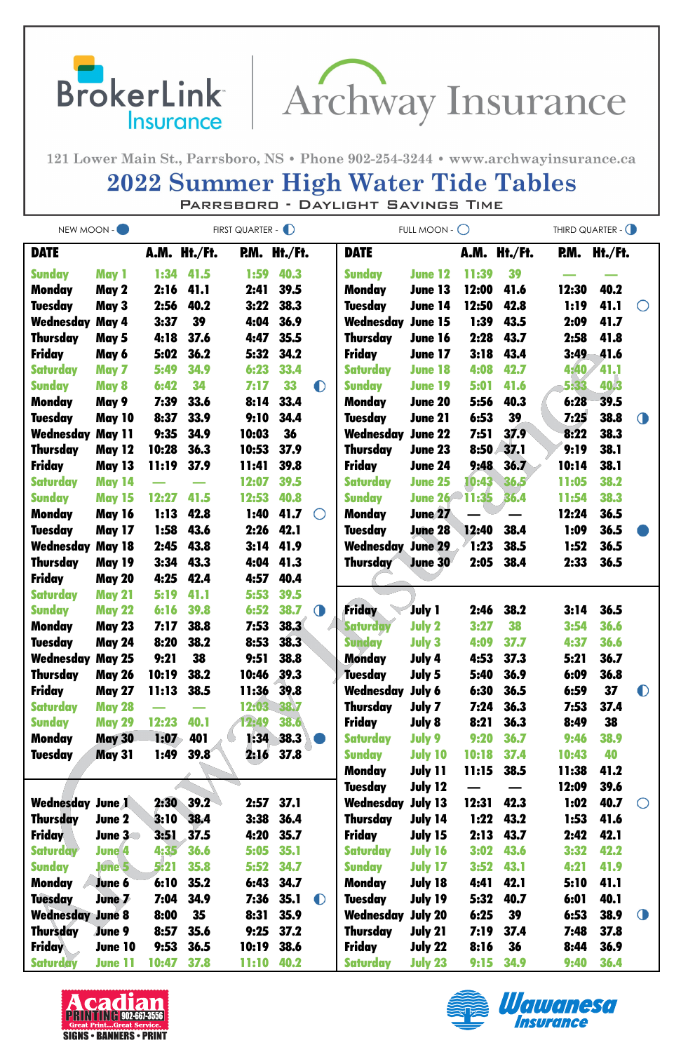BrokerLink Insurance | Archway Insurance

121 Lower Main St., Parrsboro, NS • Phone 902-254-3244 • www.archwayinsurance.ca

# 2022 Summer High Water Tide Tables

## Parrsboro - Daylight Savings Time

NEW MOON - ● FIRST QUARTER - ◐ FULL MOON - ○ THIRD QUARTER - ◑

| DATE | | A.M. | Ht./Ft. | P.M. | Ht./Ft. | |
|---|---|---|---|---|---|---|
| Sunday | May 1 | 1:34 | 41.5 | 1:59 | 40.3 | |
| Monday | May 2 | 2:16 | 41.1 | 2:41 | 39.5 | |
| Tuesday | May 3 | 2:56 | 40.2 | 3:22 | 38.3 | |
| Wednesday | May 4 | 3:37 | 39 | 4:04 | 36.9 | |
| Thursday | May 5 | 4:18 | 37.6 | 4:47 | 35.5 | |
| Friday | May 6 | 5:02 | 36.2 | 5:32 | 34.2 | |
| Saturday | May 7 | 5:49 | 34.9 | 6:23 | 33.4 | |
| Sunday | May 8 | 6:42 | 34 | 7:17 | 33 | ◐ |
| Monday | May 9 | 7:39 | 33.6 | 8:14 | 33.4 | |
| Tuesday | May 10 | 8:37 | 33.9 | 9:10 | 34.4 | |
| Wednesday | May 11 | 9:35 | 34.9 | 10:03 | 36 | |
| Thursday | May 12 | 10:28 | 36.3 | 10:53 | 37.9 | |
| Friday | May 13 | 11:19 | 37.9 | 11:41 | 39.8 | |
| Saturday | May 14 | — | — | 12:07 | 39.5 | |
| Sunday | May 15 | 12:27 | 41.5 | 12:53 | 40.8 | |
| Monday | May 16 | 1:13 | 42.8 | 1:40 | 41.7 | ○ |
| Tuesday | May 17 | 1:58 | 43.6 | 2:26 | 42.1 | |
| Wednesday | May 18 | 2:45 | 43.8 | 3:14 | 41.9 | |
| Thursday | May 19 | 3:34 | 43.3 | 4:04 | 41.3 | |
| Friday | May 20 | 4:25 | 42.4 | 4:57 | 40.4 | |
| Saturday | May 21 | 5:19 | 41.1 | 5:53 | 39.5 | |
| Sunday | May 22 | 6:16 | 39.8 | 6:52 | 38.7 | ◑ |
| Monday | May 23 | 7:17 | 38.8 | 7:53 | 38.3 | |
| Tuesday | May 24 | 8:20 | 38.2 | 8:53 | 38.3 | |
| Wednesday | May 25 | 9:21 | 38 | 9:51 | 38.8 | |
| Thursday | May 26 | 10:19 | 38.2 | 10:46 | 39.3 | |
| Friday | May 27 | 11:13 | 38.5 | 11:36 | 39.8 | |
| Saturday | May 28 | — | — | 12:03 | 38.7 | |
| Sunday | May 29 | 12:23 | 40.1 | 12:49 | 38.6 | |
| Monday | May 30 | 1:07 | 401 | 1:34 | 38.3 | ● |
| Tuesday | May 31 | 1:49 | 39.8 | 2:16 | 37.8 | |
| Wednesday | June 1 | 2:30 | 39.2 | 2:57 | 37.1 | |
| Thursday | June 2 | 3:10 | 38.4 | 3:38 | 36.4 | |
| Friday | June 3 | 3:51 | 37.5 | 4:20 | 35.7 | |
| Saturday | June 4 | 4:35 | 36.6 | 5:05 | 35.1 | |
| Sunday | June 5 | 5:21 | 35.8 | 5:52 | 34.7 | |
| Monday | June 6 | 6:10 | 35.2 | 6:43 | 34.7 | |
| Tuesday | June 7 | 7:04 | 34.9 | 7:36 | 35.1 | ◐ |
| Wednesday | June 8 | 8:00 | 35 | 8:31 | 35.9 | |
| Thursday | June 9 | 8:57 | 35.6 | 9:25 | 37.2 | |
| Friday | June 10 | 9:53 | 36.5 | 10:19 | 38.6 | |
| Saturday | June 11 | 10:47 | 37.8 | 11:10 | 40.2 | |
| Sunday | June 12 | 11:39 | 39 | — | — | |
| Monday | June 13 | 12:00 | 41.6 | 12:30 | 40.2 | |
| Tuesday | June 14 | 12:50 | 42.8 | 1:19 | 41.1 | ○ |
| Wednesday | June 15 | 1:39 | 43.5 | 2:09 | 41.7 | |
| Thursday | June 16 | 2:28 | 43.7 | 2:58 | 41.8 | |
| Friday | June 17 | 3:18 | 43.4 | 3:49 | 41.6 | |
| Saturday | June 18 | 4:08 | 42.7 | 4:40 | 41.1 | |
| Sunday | June 19 | 5:01 | 41.6 | 5:33 | 40.3 | |
| Monday | June 20 | 5:56 | 40.3 | 6:28 | 39.5 | |
| Tuesday | June 21 | 6:53 | 39 | 7:25 | 38.8 | ◑ |
| Wednesday | June 22 | 7:51 | 37.9 | 8:22 | 38.3 | |
| Thursday | June 23 | 8:50 | 37.1 | 9:19 | 38.1 | |
| Friday | June 24 | 9:48 | 36.7 | 10:14 | 38.1 | |
| Saturday | June 25 | 10:43 | 36.5 | 11:05 | 38.2 | |
| Sunday | June 26 | 11:35 | 36.4 | 11:54 | 38.3 | |
| Monday | June 27 | — | — | 12:24 | 36.5 | |
| Tuesday | June 28 | 12:40 | 38.4 | 1:09 | 36.5 | ● |
| Wednesday | June 29 | 1:23 | 38.5 | 1:52 | 36.5 | |
| Thursday | June 30 | 2:05 | 38.4 | 2:33 | 36.5 | |
| Friday | July 1 | 2:46 | 38.2 | 3:14 | 36.5 | |
| Saturday | July 2 | 3:27 | 38 | 3:54 | 36.6 | |
| Sunday | July 3 | 4:09 | 37.7 | 4:37 | 36.6 | |
| Monday | July 4 | 4:53 | 37.3 | 5:21 | 36.7 | |
| Tuesday | July 5 | 5:40 | 36.9 | 6:09 | 36.8 | |
| Wednesday | July 6 | 6:30 | 36.5 | 6:59 | 37 | ◐ |
| Thursday | July 7 | 7:24 | 36.3 | 7:53 | 37.4 | |
| Friday | July 8 | 8:21 | 36.3 | 8:49 | 38 | |
| Saturday | July 9 | 9:20 | 36.7 | 9:46 | 38.9 | |
| Sunday | July 10 | 10:18 | 37.4 | 10:43 | 40 | |
| Monday | July 11 | 11:15 | 38.5 | 11:38 | 41.2 | |
| Tuesday | July 12 | — | — | 12:09 | 39.6 | |
| Wednesday | July 13 | 12:31 | 42.3 | 1:02 | 40.7 | ○ |
| Thursday | July 14 | 1:22 | 43.2 | 1:53 | 41.6 | |
| Friday | July 15 | 2:13 | 43.7 | 2:42 | 42.1 | |
| Saturday | July 16 | 3:02 | 43.6 | 3:32 | 42.2 | |
| Sunday | July 17 | 3:52 | 43.1 | 4:21 | 41.9 | |
| Monday | July 18 | 4:41 | 42.1 | 5:10 | 41.1 | |
| Tuesday | July 19 | 5:32 | 40.7 | 6:01 | 40.1 | |
| Wednesday | July 20 | 6:25 | 39 | 6:53 | 38.9 | ◑ |
| Thursday | July 21 | 7:19 | 37.4 | 7:48 | 37.8 | |
| Friday | July 22 | 8:16 | 36 | 8:44 | 36.9 | |
| Saturday | July 23 | 9:15 | 34.9 | 9:40 | 36.4 | |

Acadian Printing 902-667-3556 — Great Print...Great Service. — Signs • Banners • Print

Wawanesa Insurance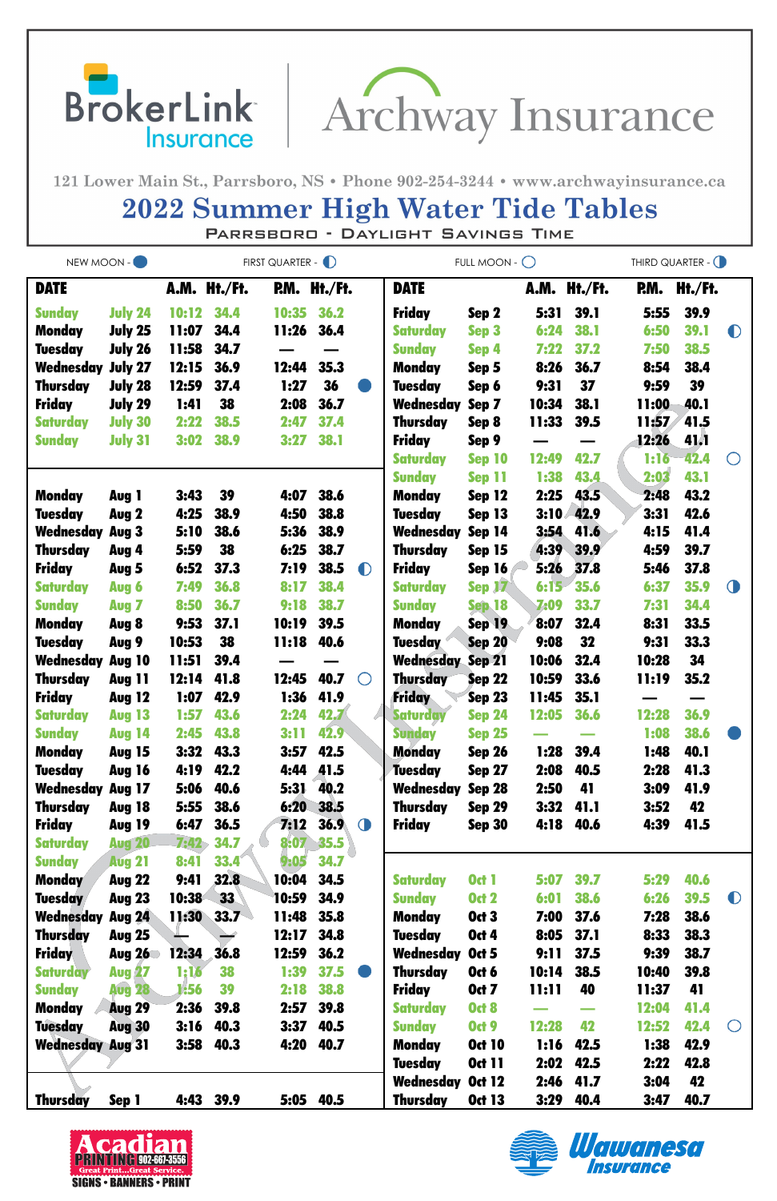BrokerLink Insurance | Archway Insurance

121 Lower Main St., Parrsboro, NS • Phone 902-254-3244 • www.archwayinsurance.ca

# 2022 Summer High Water Tide Tables

## Parrsboro - Daylight Savings Time

NEW MOON - ● FIRST QUARTER - ◐ FULL MOON - ○ THIRD QUARTER - ◑

| DATE | | A.M. | Ht./Ft. | P.M. | Ht./Ft. | |
|---|---|---|---|---|---|---|
| Sunday | July 24 | 10:12 | 34.4 | 10:35 | 36.2 | |
| Monday | July 25 | 11:07 | 34.4 | 11:26 | 36.4 | |
| Tuesday | July 26 | 11:58 | 34.7 | — | — | |
| Wednesday | July 27 | 12:15 | 36.9 | 12:44 | 35.3 | |
| Thursday | July 28 | 12:59 | 37.4 | 1:27 | 36 | ● |
| Friday | July 29 | 1:41 | 38 | 2:08 | 36.7 | |
| Saturday | July 30 | 2:22 | 38.5 | 2:47 | 37.4 | |
| Sunday | July 31 | 3:02 | 38.9 | 3:27 | 38.1 | |
| Monday | Aug 1 | 3:43 | 39 | 4:07 | 38.6 | |
| Tuesday | Aug 2 | 4:25 | 38.9 | 4:50 | 38.8 | |
| Wednesday | Aug 3 | 5:10 | 38.6 | 5:36 | 38.9 | |
| Thursday | Aug 4 | 5:59 | 38 | 6:25 | 38.7 | |
| Friday | Aug 5 | 6:52 | 37.3 | 7:19 | 38.5 | ◐ |
| Saturday | Aug 6 | 7:49 | 36.8 | 8:17 | 38.4 | |
| Sunday | Aug 7 | 8:50 | 36.7 | 9:18 | 38.7 | |
| Monday | Aug 8 | 9:53 | 37.1 | 10:19 | 39.5 | |
| Tuesday | Aug 9 | 10:53 | 38 | 11:18 | 40.6 | |
| Wednesday | Aug 10 | 11:51 | 39.4 | — | — | |
| Thursday | Aug 11 | 12:14 | 41.8 | 12:45 | 40.7 | ○ |
| Friday | Aug 12 | 1:07 | 42.9 | 1:36 | 41.9 | |
| Saturday | Aug 13 | 1:57 | 43.6 | 2:24 | 42.7 | |
| Sunday | Aug 14 | 2:45 | 43.8 | 3:11 | 42.9 | |
| Monday | Aug 15 | 3:32 | 43.3 | 3:57 | 42.5 | |
| Tuesday | Aug 16 | 4:19 | 42.2 | 4:44 | 41.5 | |
| Wednesday | Aug 17 | 5:06 | 40.6 | 5:31 | 40.2 | |
| Thursday | Aug 18 | 5:55 | 38.6 | 6:20 | 38.5 | |
| Friday | Aug 19 | 6:47 | 36.5 | 7:12 | 36.9 | ◑ |
| Saturday | Aug 20 | 7:42 | 34.7 | 8:07 | 35.5 | |
| Sunday | Aug 21 | 8:41 | 33.4 | 9:05 | 34.7 | |
| Monday | Aug 22 | 9:41 | 32.8 | 10:04 | 34.5 | |
| Tuesday | Aug 23 | 10:38 | 33 | 10:59 | 34.9 | |
| Wednesday | Aug 24 | 11:30 | 33.7 | 11:48 | 35.8 | |
| Thursday | Aug 25 | — | — | 12:17 | 34.8 | |
| Friday | Aug 26 | 12:34 | 36.8 | 12:59 | 36.2 | |
| Saturday | Aug 27 | 1:16 | 38 | 1:39 | 37.5 | ● |
| Sunday | Aug 28 | 1:56 | 39 | 2:18 | 38.8 | |
| Monday | Aug 29 | 2:36 | 39.8 | 2:57 | 39.8 | |
| Tuesday | Aug 30 | 3:16 | 40.3 | 3:37 | 40.5 | |
| Wednesday | Aug 31 | 3:58 | 40.3 | 4:20 | 40.7 | |
| Thursday | Sep 1 | 4:43 | 39.9 | 5:05 | 40.5 | |
| Friday | Sep 2 | 5:31 | 39.1 | 5:55 | 39.9 | |
| Saturday | Sep 3 | 6:24 | 38.1 | 6:50 | 39.1 | ◐ |
| Sunday | Sep 4 | 7:22 | 37.2 | 7:50 | 38.5 | |
| Monday | Sep 5 | 8:26 | 36.7 | 8:54 | 38.4 | |
| Tuesday | Sep 6 | 9:31 | 37 | 9:59 | 39 | |
| Wednesday | Sep 7 | 10:34 | 38.1 | 11:00 | 40.1 | |
| Thursday | Sep 8 | 11:33 | 39.5 | 11:57 | 41.5 | |
| Friday | Sep 9 | — | — | 12:26 | 41.1 | |
| Saturday | Sep 10 | 12:49 | 42.7 | 1:16 | 42.4 | ○ |
| Sunday | Sep 11 | 1:38 | 43.4 | 2:03 | 43.1 | |
| Monday | Sep 12 | 2:25 | 43.5 | 2:48 | 43.2 | |
| Tuesday | Sep 13 | 3:10 | 42.9 | 3:31 | 42.6 | |
| Wednesday | Sep 14 | 3:54 | 41.6 | 4:15 | 41.4 | |
| Thursday | Sep 15 | 4:39 | 39.9 | 4:59 | 39.7 | |
| Friday | Sep 16 | 5:26 | 37.8 | 5:46 | 37.8 | |
| Saturday | Sep 17 | 6:15 | 35.6 | 6:37 | 35.9 | ◑ |
| Sunday | Sep 18 | 7:09 | 33.7 | 7:31 | 34.4 | |
| Monday | Sep 19 | 8:07 | 32.4 | 8:31 | 33.5 | |
| Tuesday | Sep 20 | 9:08 | 32 | 9:31 | 33.3 | |
| Wednesday | Sep 21 | 10:06 | 32.4 | 10:28 | 34 | |
| Thursday | Sep 22 | 10:59 | 33.6 | 11:19 | 35.2 | |
| Friday | Sep 23 | 11:45 | 35.1 | — | — | |
| Saturday | Sep 24 | 12:05 | 36.6 | 12:28 | 36.9 | |
| Sunday | Sep 25 | — | — | 1:08 | 38.6 | ● |
| Monday | Sep 26 | 1:28 | 39.4 | 1:48 | 40.1 | |
| Tuesday | Sep 27 | 2:08 | 40.5 | 2:28 | 41.3 | |
| Wednesday | Sep 28 | 2:50 | 41 | 3:09 | 41.9 | |
| Thursday | Sep 29 | 3:32 | 41.1 | 3:52 | 42 | |
| Friday | Sep 30 | 4:18 | 40.6 | 4:39 | 41.5 | |
| Saturday | Oct 1 | 5:07 | 39.7 | 5:29 | 40.6 | |
| Sunday | Oct 2 | 6:01 | 38.6 | 6:26 | 39.5 | ◐ |
| Monday | Oct 3 | 7:00 | 37.6 | 7:28 | 38.6 | |
| Tuesday | Oct 4 | 8:05 | 37.1 | 8:33 | 38.3 | |
| Wednesday | Oct 5 | 9:11 | 37.5 | 9:39 | 38.7 | |
| Thursday | Oct 6 | 10:14 | 38.5 | 10:40 | 39.8 | |
| Friday | Oct 7 | 11:11 | 40 | 11:37 | 41 | |
| Saturday | Oct 8 | — | — | 12:04 | 41.4 | |
| Sunday | Oct 9 | 12:28 | 42 | 12:52 | 42.4 | ○ |
| Monday | Oct 10 | 1:16 | 42.5 | 1:38 | 42.9 | |
| Tuesday | Oct 11 | 2:02 | 42.5 | 2:22 | 42.8 | |
| Wednesday | Oct 12 | 2:46 | 41.7 | 3:04 | 42 | |
| Thursday | Oct 13 | 3:29 | 40.4 | 3:47 | 40.7 | |

Acadian Printing 902-667-3556 — Great Print...Great Service. — Signs • Banners • Print

Wawanesa Insurance